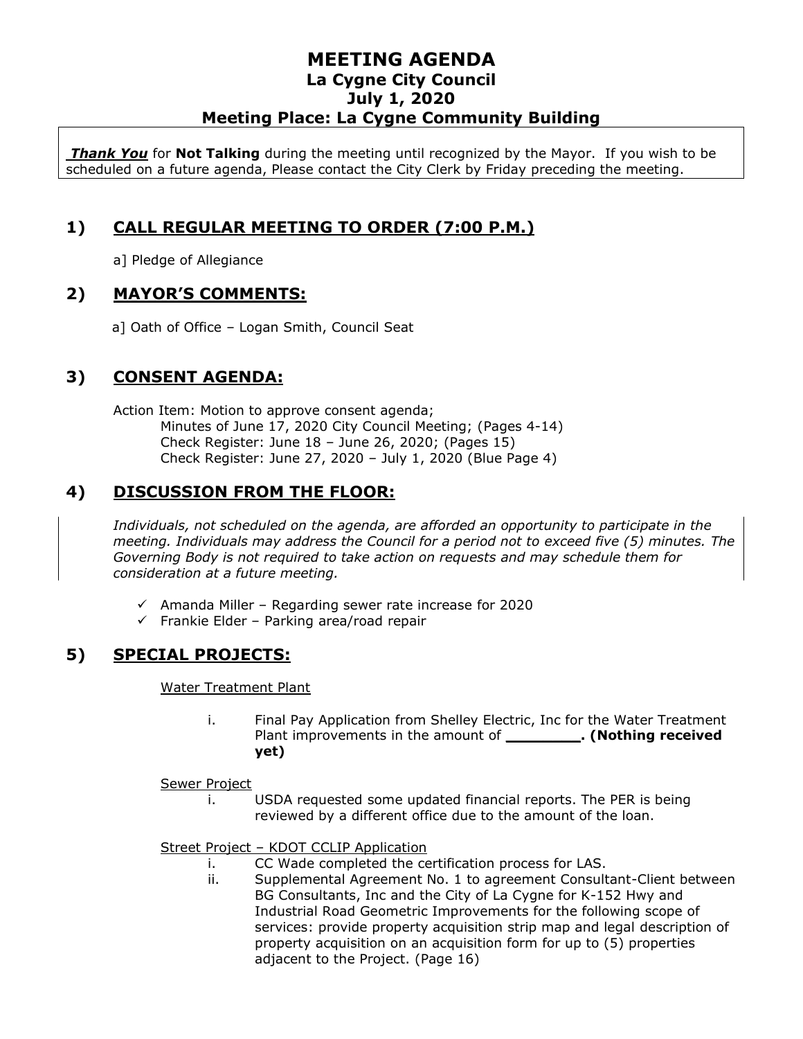# MEETING AGENDA
## La Cygne City Council
## July 1, 2020
## Meeting Place: La Cygne Community Building

***Thank You*** for **Not Talking** during the meeting until recognized by the Mayor. If you wish to be scheduled on a future agenda, Please contact the City Clerk by Friday preceding the meeting.

## 1) CALL REGULAR MEETING TO ORDER (7:00 P.M.)

a] Pledge of Allegiance

## 2) MAYOR'S COMMENTS:

a] Oath of Office – Logan Smith, Council Seat

## 3) CONSENT AGENDA:

Action Item: Motion to approve consent agenda;
- Minutes of June 17, 2020 City Council Meeting; (Pages 4-14)
- Check Register: June 18 – June 26, 2020; (Pages 15)
- Check Register: June 27, 2020 – July 1, 2020 (Blue Page 4)

## 4) DISCUSSION FROM THE FLOOR:

*Individuals, not scheduled on the agenda, are afforded an opportunity to participate in the meeting. Individuals may address the Council for a period not to exceed five (5) minutes. The Governing Body is not required to take action on requests and may schedule them for consideration at a future meeting.*

- ✓ Amanda Miller – Regarding sewer rate increase for 2020
- ✓ Frankie Elder – Parking area/road repair

## 5) SPECIAL PROJECTS:

Water Treatment Plant

i. Final Pay Application from Shelley Electric, Inc for the Water Treatment Plant improvements in the amount of **________. (Nothing received yet)**

Sewer Project

i. USDA requested some updated financial reports. The PER is being reviewed by a different office due to the amount of the loan.

Street Project – KDOT CCLIP Application

i. CC Wade completed the certification process for LAS.
ii. Supplemental Agreement No. 1 to agreement Consultant-Client between BG Consultants, Inc and the City of La Cygne for K-152 Hwy and Industrial Road Geometric Improvements for the following scope of services: provide property acquisition strip map and legal description of property acquisition on an acquisition form for up to (5) properties adjacent to the Project. (Page 16)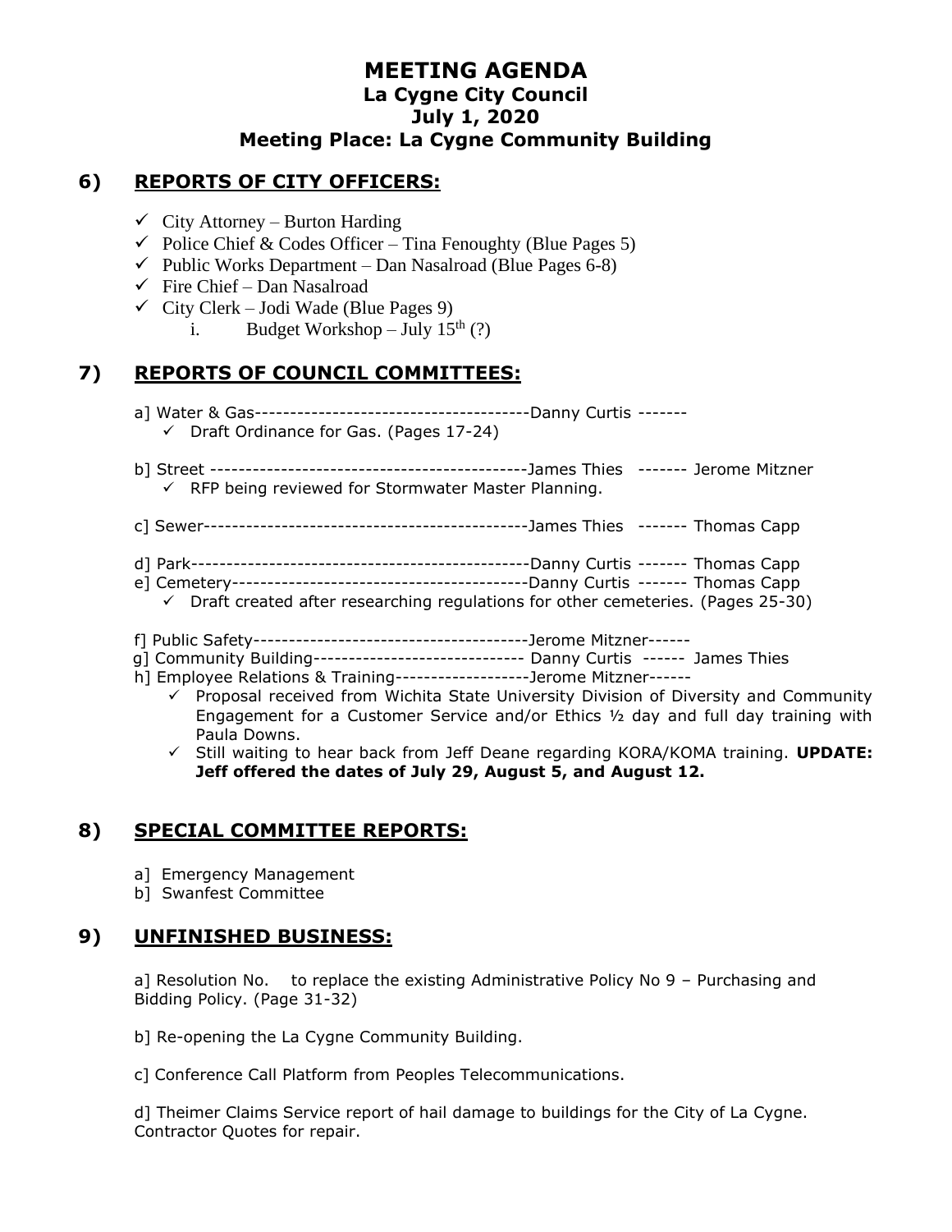# MEETING AGENDA
## La Cygne City Council
## July 1, 2020
## Meeting Place: La Cygne Community Building

## 6) REPORTS OF CITY OFFICERS:

- ✓ City Attorney – Burton Harding
- ✓ Police Chief & Codes Officer – Tina Fenoughty (Blue Pages 5)
- ✓ Public Works Department – Dan Nasalroad (Blue Pages 6-8)
- ✓ Fire Chief – Dan Nasalroad
- ✓ City Clerk – Jodi Wade (Blue Pages 9)
  - i. Budget Workshop – July 15th (?)

## 7) REPORTS OF COUNCIL COMMITTEES:

a] Water & Gas---------------------------------------Danny Curtis -------
- ✓ Draft Ordinance for Gas. (Pages 17-24)

b] Street --------------------------------------------James Thies ------- Jerome Mitzner
- ✓ RFP being reviewed for Stormwater Master Planning.

c] Sewer----------------------------------------------James Thies ------- Thomas Capp

d] Park------------------------------------------------Danny Curtis ------- Thomas Capp

e] Cemetery------------------------------------------Danny Curtis ------- Thomas Capp
- ✓ Draft created after researching regulations for other cemeteries. (Pages 25-30)

f] Public Safety---------------------------------------Jerome Mitzner------

g] Community Building------------------------------ Danny Curtis ------ James Thies

h] Employee Relations & Training-------------------Jerome Mitzner------
- ✓ Proposal received from Wichita State University Division of Diversity and Community Engagement for a Customer Service and/or Ethics ½ day and full day training with Paula Downs.
- ✓ Still waiting to hear back from Jeff Deane regarding KORA/KOMA training. **UPDATE: Jeff offered the dates of July 29, August 5, and August 12.**

## 8) SPECIAL COMMITTEE REPORTS:

a] Emergency Management

b] Swanfest Committee

## 9) UNFINISHED BUSINESS:

a] Resolution No. to replace the existing Administrative Policy No 9 – Purchasing and Bidding Policy. (Page 31-32)

b] Re-opening the La Cygne Community Building.

c] Conference Call Platform from Peoples Telecommunications.

d] Theimer Claims Service report of hail damage to buildings for the City of La Cygne. Contractor Quotes for repair.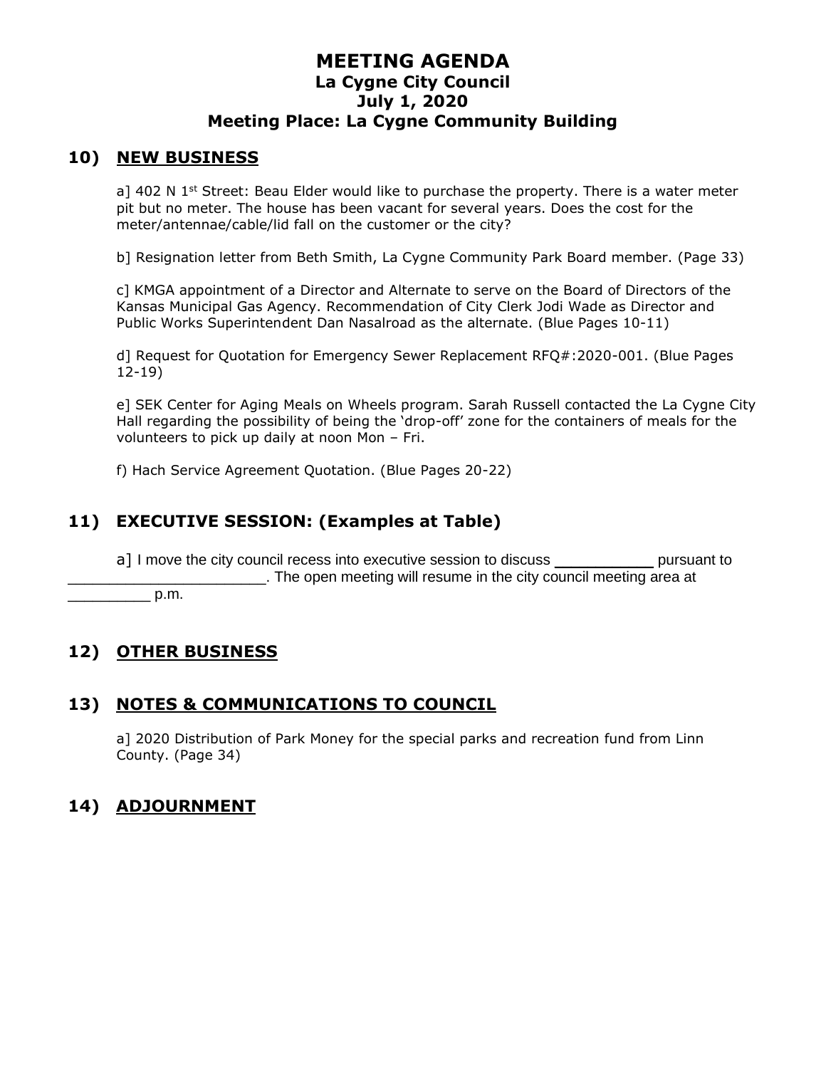# MEETING AGENDA
## La Cygne City Council
## July 1, 2020
## Meeting Place: La Cygne Community Building

## 10) NEW BUSINESS

a] 402 N 1st Street: Beau Elder would like to purchase the property. There is a water meter pit but no meter. The house has been vacant for several years. Does the cost for the meter/antennae/cable/lid fall on the customer or the city?

b] Resignation letter from Beth Smith, La Cygne Community Park Board member. (Page 33)

c] KMGA appointment of a Director and Alternate to serve on the Board of Directors of the Kansas Municipal Gas Agency. Recommendation of City Clerk Jodi Wade as Director and Public Works Superintendent Dan Nasalroad as the alternate. (Blue Pages 10-11)

d] Request for Quotation for Emergency Sewer Replacement RFQ#:2020-001. (Blue Pages 12-19)

e] SEK Center for Aging Meals on Wheels program. Sarah Russell contacted the La Cygne City Hall regarding the possibility of being the 'drop-off' zone for the containers of meals for the volunteers to pick up daily at noon Mon – Fri.

f) Hach Service Agreement Quotation. (Blue Pages 20-22)

## 11) EXECUTIVE SESSION: (Examples at Table)

a] I move the city council recess into executive session to discuss ___________ pursuant to _______________________. The open meeting will resume in the city council meeting area at _________ p.m.

## 12) OTHER BUSINESS

## 13) NOTES & COMMUNICATIONS TO COUNCIL

a] 2020 Distribution of Park Money for the special parks and recreation fund from Linn County. (Page 34)

## 14) ADJOURNMENT